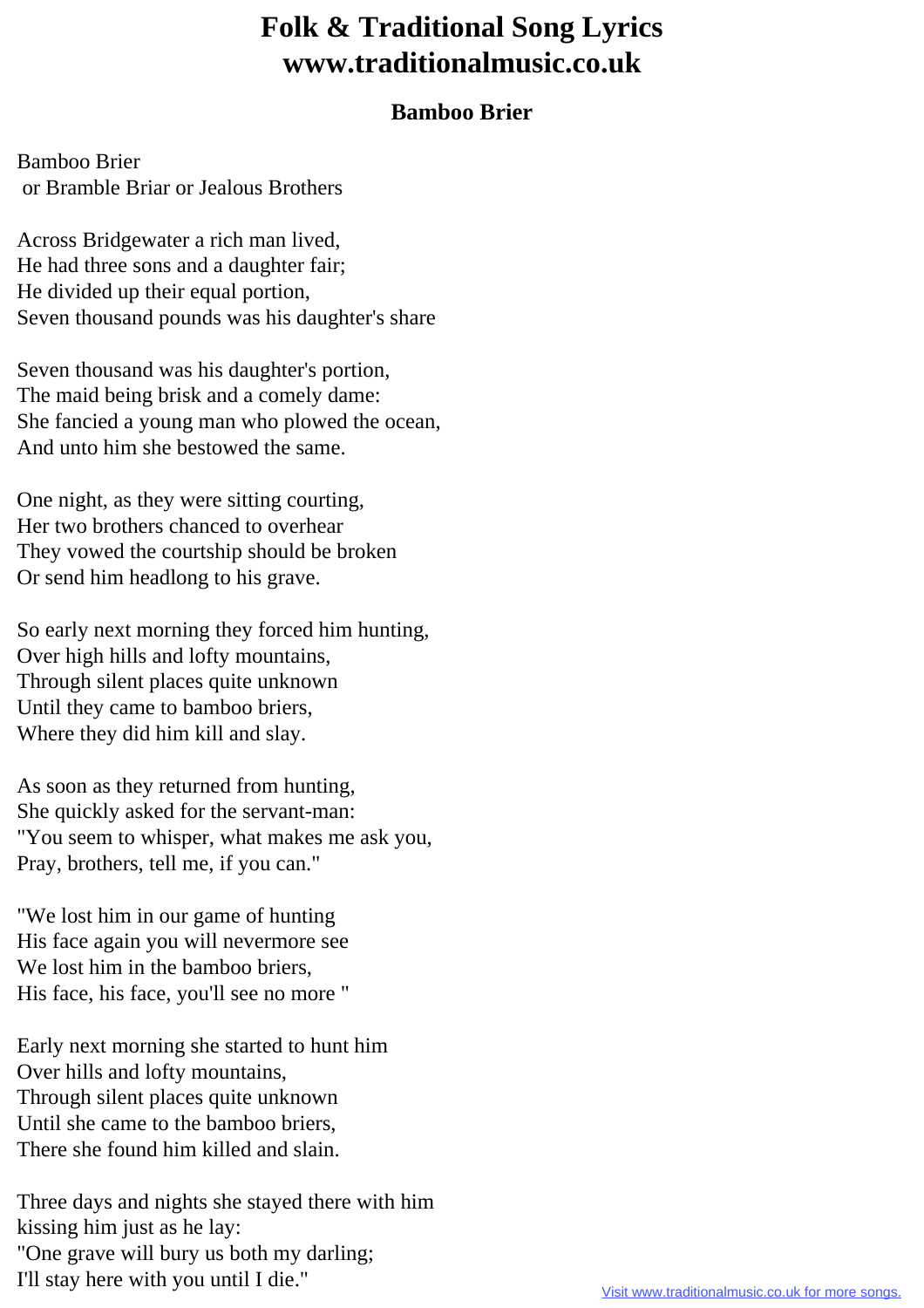# Folk & Traditional Song Lyrics www.traditionalmusic.co.uk

## Bamboo Brier

Bamboo Brier
or Bramble Briar or Jealous Brothers

Across Bridgewater a rich man lived,
He had three sons and a daughter fair;
He divided up their equal portion,
Seven thousand pounds was his daughter's share

Seven thousand was his daughter's portion,
The maid being brisk and a comely dame:
She fancied a young man who plowed the ocean,
And unto him she bestowed the same.

One night, as they were sitting courting,
Her two brothers chanced to overhear
They vowed the courtship should be broken
Or send him headlong to his grave.

So early next morning they forced him hunting,
Over high hills and lofty mountains,
Through silent places quite unknown
Until they came to bamboo briers,
Where they did him kill and slay.

As soon as they returned from hunting,
She quickly asked for the servant-man:
"You seem to whisper, what makes me ask you,
Pray, brothers, tell me, if you can."

"We lost him in our game of hunting
His face again you will nevermore see
We lost him in the bamboo briers,
His face, his face, you'll see no more "

Early next morning she started to hunt him
Over hills and lofty mountains,
Through silent places quite unknown
Until she came to the bamboo briers,
There she found him killed and slain.

Three days and nights she stayed there with him
kissing him just as he lay:
"One grave will bury us both my darling;
I'll stay here with you until I die."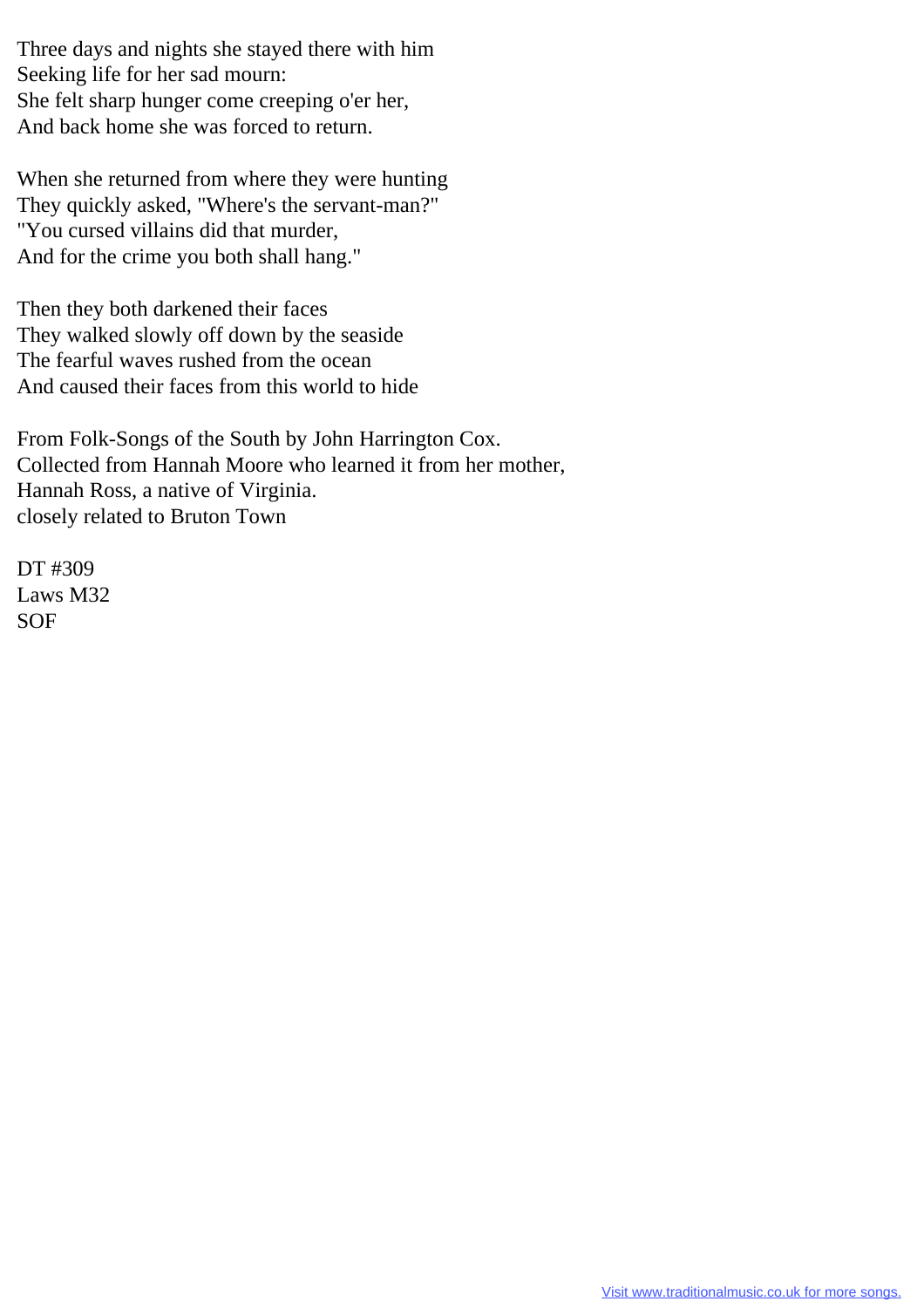Three days and nights she stayed there with him
Seeking life for her sad mourn:
She felt sharp hunger come creeping o'er her,
And back home she was forced to return.

When she returned from where they were hunting
They quickly asked, "Where's the servant-man?"
"You cursed villains did that murder,
And for the crime you both shall hang."

Then they both darkened their faces
They walked slowly off down by the seaside
The fearful waves rushed from the ocean
And caused their faces from this world to hide

From Folk-Songs of the South by John Harrington Cox.
Collected from Hannah Moore who learned it from her mother,
Hannah Ross, a native of Virginia.
closely related to Bruton Town

DT #309
Laws M32
SOF